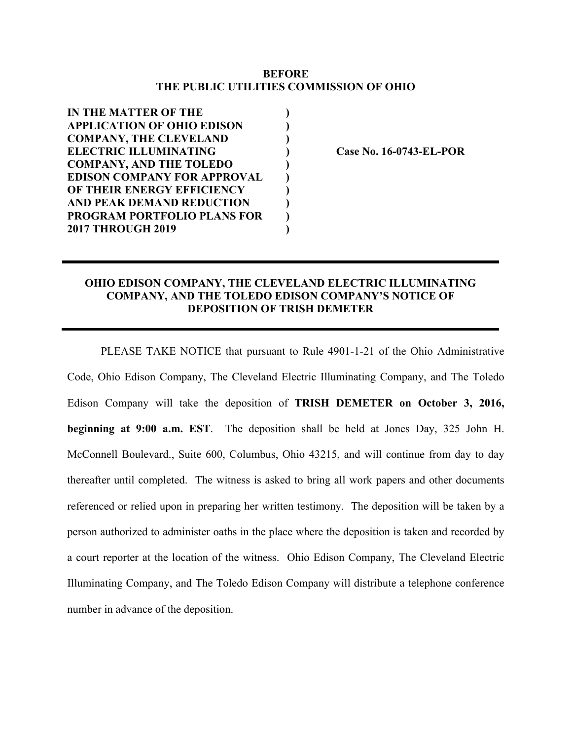**BEFORE**
**THE PUBLIC UTILITIES COMMISSION OF OHIO**

| | | |
|---|---|---|
| **IN THE MATTER OF THE APPLICATION OF OHIO EDISON COMPANY, THE CLEVELAND ELECTRIC ILLUMINATING COMPANY, AND THE TOLEDO EDISON COMPANY FOR APPROVAL OF THEIR ENERGY EFFICIENCY AND PEAK DEMAND REDUCTION PROGRAM PORTFOLIO PLANS FOR 2017 THROUGH 2019** | ) | **Case No. 16-0743-EL-POR** |

---

# OHIO EDISON COMPANY, THE CLEVELAND ELECTRIC ILLUMINATING COMPANY, AND THE TOLEDO EDISON COMPANY'S NOTICE OF DEPOSITION OF TRISH DEMETER

---

PLEASE TAKE NOTICE that pursuant to Rule 4901-1-21 of the Ohio Administrative Code, Ohio Edison Company, The Cleveland Electric Illuminating Company, and The Toledo Edison Company will take the deposition of **TRISH DEMETER on October 3, 2016, beginning at 9:00 a.m. EST**. The deposition shall be held at Jones Day, 325 John H. McConnell Boulevard., Suite 600, Columbus, Ohio 43215, and will continue from day to day thereafter until completed. The witness is asked to bring all work papers and other documents referenced or relied upon in preparing her written testimony. The deposition will be taken by a person authorized to administer oaths in the place where the deposition is taken and recorded by a court reporter at the location of the witness. Ohio Edison Company, The Cleveland Electric Illuminating Company, and The Toledo Edison Company will distribute a telephone conference number in advance of the deposition.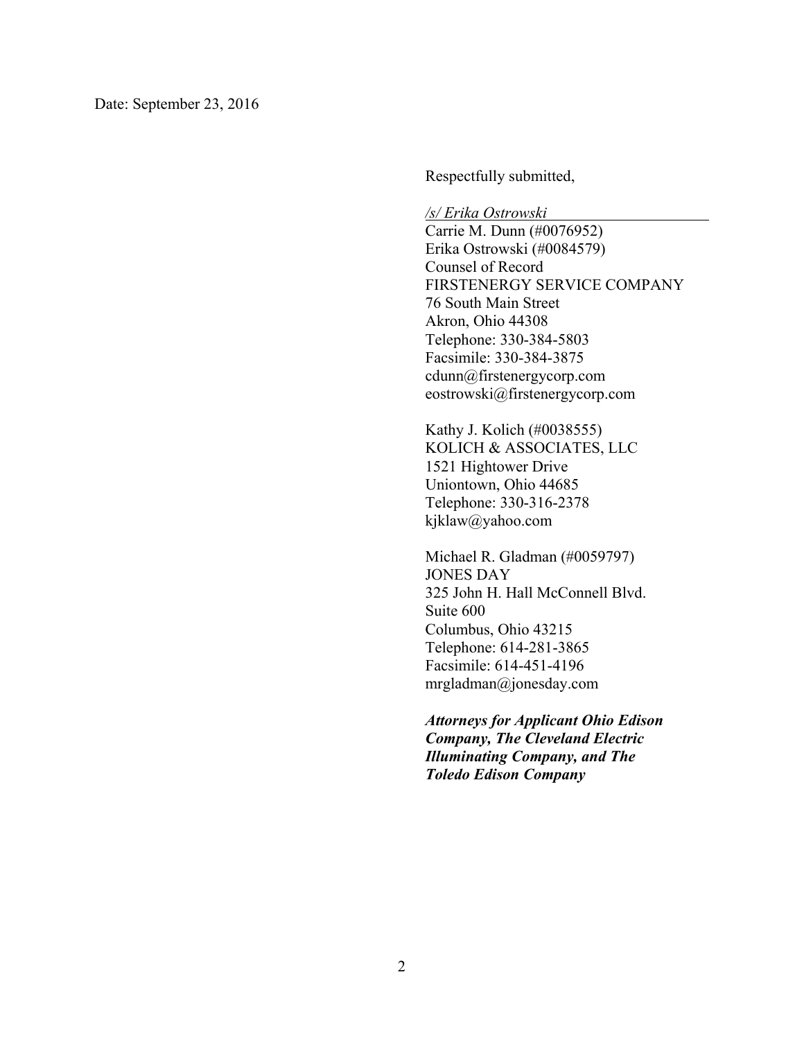Date: September 23, 2016

Respectfully submitted,

*/s/ Erika Ostrowski*

Carrie M. Dunn (#0076952)
Erika Ostrowski (#0084579)
Counsel of Record
FIRSTENERGY SERVICE COMPANY
76 South Main Street
Akron, Ohio 44308
Telephone: 330-384-5803
Facsimile: 330-384-3875
cdunn@firstenergycorp.com
eostrowski@firstenergycorp.com

Kathy J. Kolich (#0038555)
KOLICH & ASSOCIATES, LLC
1521 Hightower Drive
Uniontown, Ohio 44685
Telephone: 330-316-2378
kjklaw@yahoo.com

Michael R. Gladman (#0059797)
JONES DAY
325 John H. Hall McConnell Blvd.
Suite 600
Columbus, Ohio 43215
Telephone: 614-281-3865
Facsimile: 614-451-4196
mrgladman@jonesday.com

***Attorneys for Applicant Ohio Edison Company, The Cleveland Electric Illuminating Company, and The Toledo Edison Company***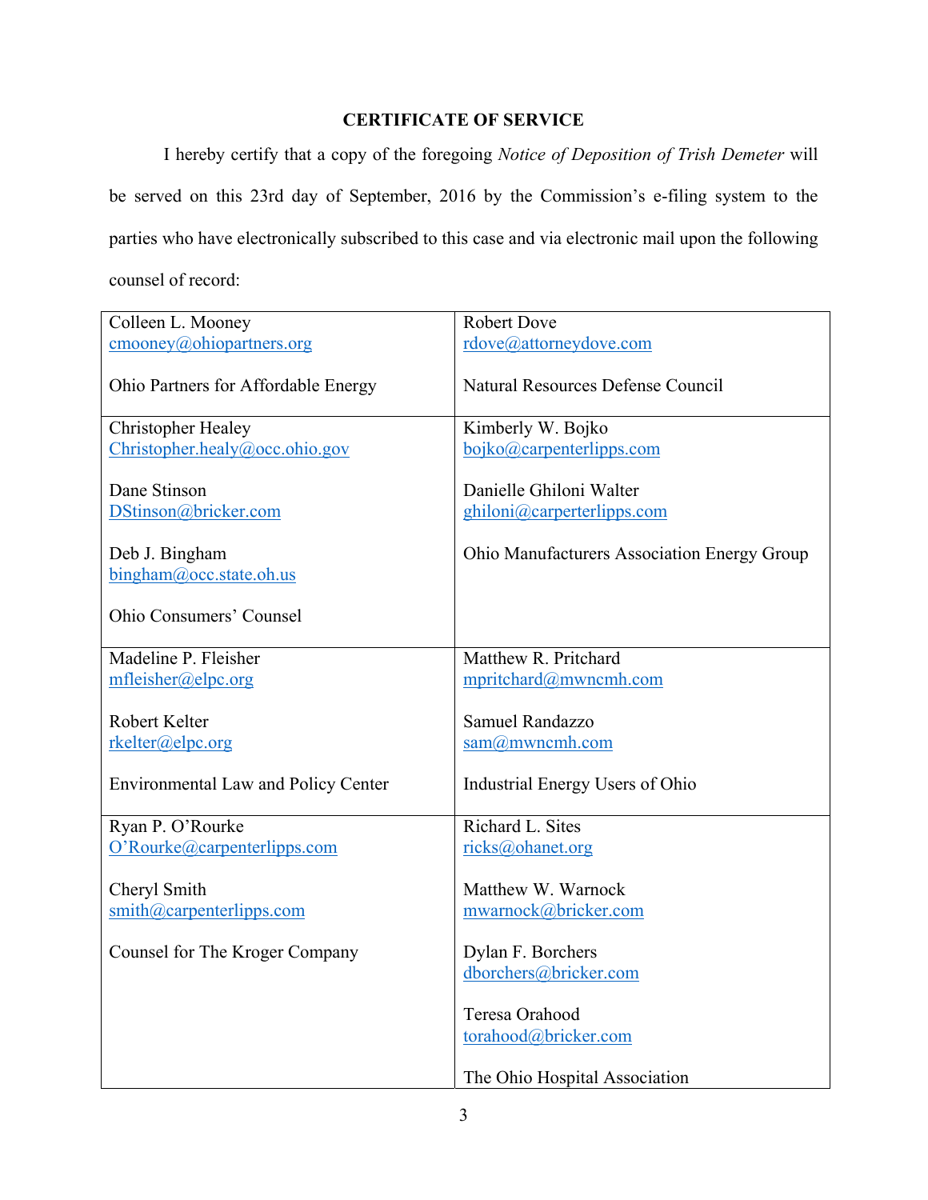## CERTIFICATE OF SERVICE

I hereby certify that a copy of the foregoing *Notice of Deposition of Trish Demeter* will be served on this 23rd day of September, 2016 by the Commission's e-filing system to the parties who have electronically subscribed to this case and via electronic mail upon the following counsel of record:

| | |
|---|---|
| Colleen L. Mooney<br>cmooney@ohiopartners.org<br><br>Ohio Partners for Affordable Energy | Robert Dove<br>rdove@attorneydove.com<br><br>Natural Resources Defense Council |
| Christopher Healey<br>Christopher.healy@occ.ohio.gov<br><br>Dane Stinson<br>DStinson@bricker.com<br><br>Deb J. Bingham<br>bingham@occ.state.oh.us<br><br>Ohio Consumers' Counsel | Kimberly W. Bojko<br>bojko@carpenterlipps.com<br><br>Danielle Ghiloni Walter<br>ghiloni@carperterlipps.com<br><br>Ohio Manufacturers Association Energy Group |
| Madeline P. Fleisher<br>mfleisher@elpc.org<br><br>Robert Kelter<br>rkelter@elpc.org<br><br>Environmental Law and Policy Center | Matthew R. Pritchard<br>mpritchard@mwncmh.com<br><br>Samuel Randazzo<br>sam@mwncmh.com<br><br>Industrial Energy Users of Ohio |
| Ryan P. O'Rourke<br>O'Rourke@carpenterlipps.com<br><br>Cheryl Smith<br>smith@carpenterlipps.com<br><br>Counsel for The Kroger Company | Richard L. Sites<br>ricks@ohanet.org<br><br>Matthew W. Warnock<br>mwarnock@bricker.com<br><br>Dylan F. Borchers<br>dborchers@bricker.com<br><br>Teresa Orahood<br>torahood@bricker.com<br><br>The Ohio Hospital Association |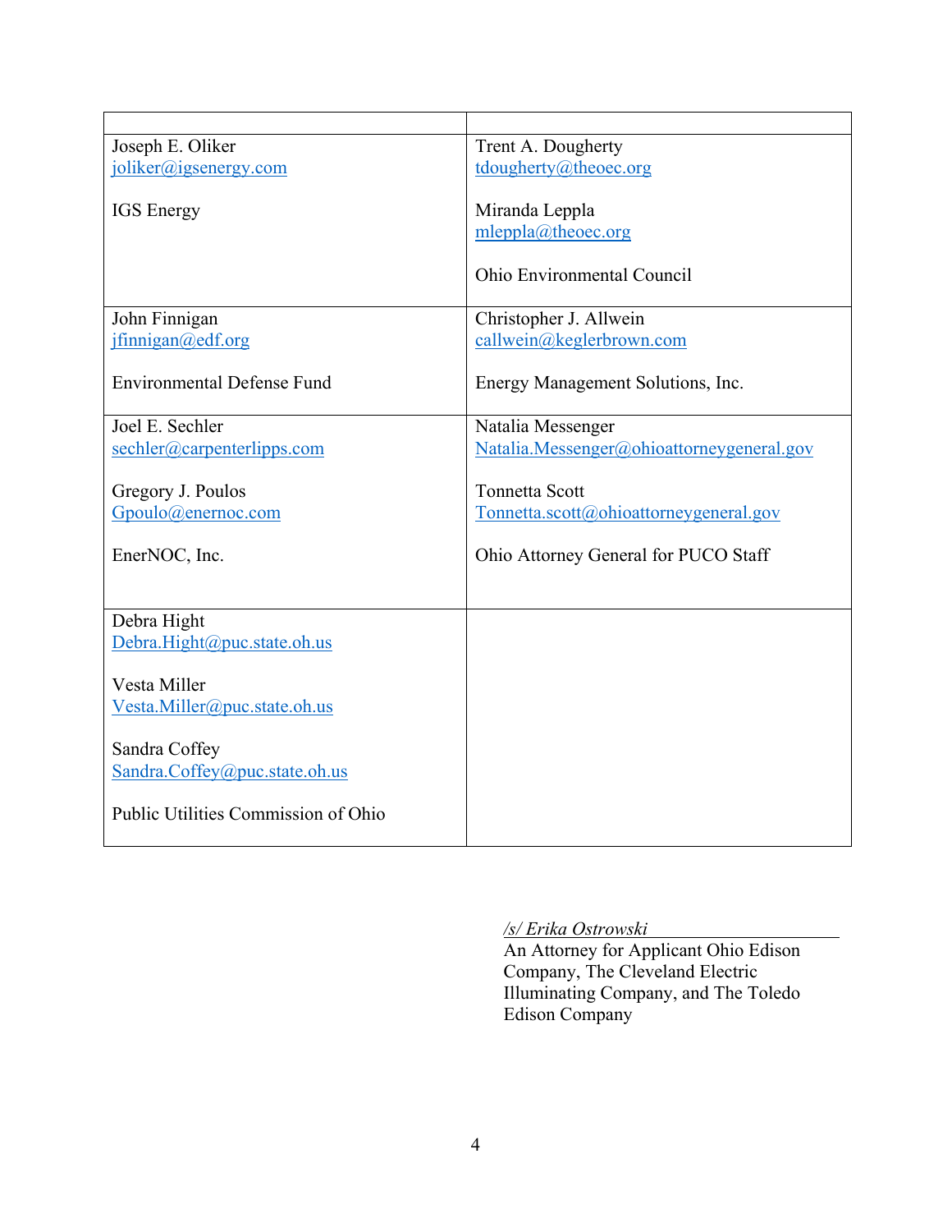| | |
|---|---|
| Joseph E. Oliker<br>joliker@igsenergy.com<br><br>IGS Energy | Trent A. Dougherty<br>tdougherty@theoec.org<br><br>Miranda Leppla<br>mleppla@theoec.org<br><br>Ohio Environmental Council |
| John Finnigan<br>jfinnigan@edf.org<br><br>Environmental Defense Fund | Christopher J. Allwein<br>callwein@keglerbrown.com<br><br>Energy Management Solutions, Inc. |
| Joel E. Sechler<br>sechler@carpenterlipps.com<br><br>Gregory J. Poulos<br>Gpoulo@enernoc.com<br><br>EnerNOC, Inc. | Natalia Messenger<br>Natalia.Messenger@ohioattorneygeneral.gov<br><br>Tonnetta Scott<br>Tonnetta.scott@ohioattorneygeneral.gov<br><br>Ohio Attorney General for PUCO Staff |
| Debra Hight<br>Debra.Hight@puc.state.oh.us<br><br>Vesta Miller<br>Vesta.Miller@puc.state.oh.us<br><br>Sandra Coffey<br>Sandra.Coffey@puc.state.oh.us<br><br>Public Utilities Commission of Ohio | |

*/s/ Erika Ostrowski*
An Attorney for Applicant Ohio Edison Company, The Cleveland Electric Illuminating Company, and The Toledo Edison Company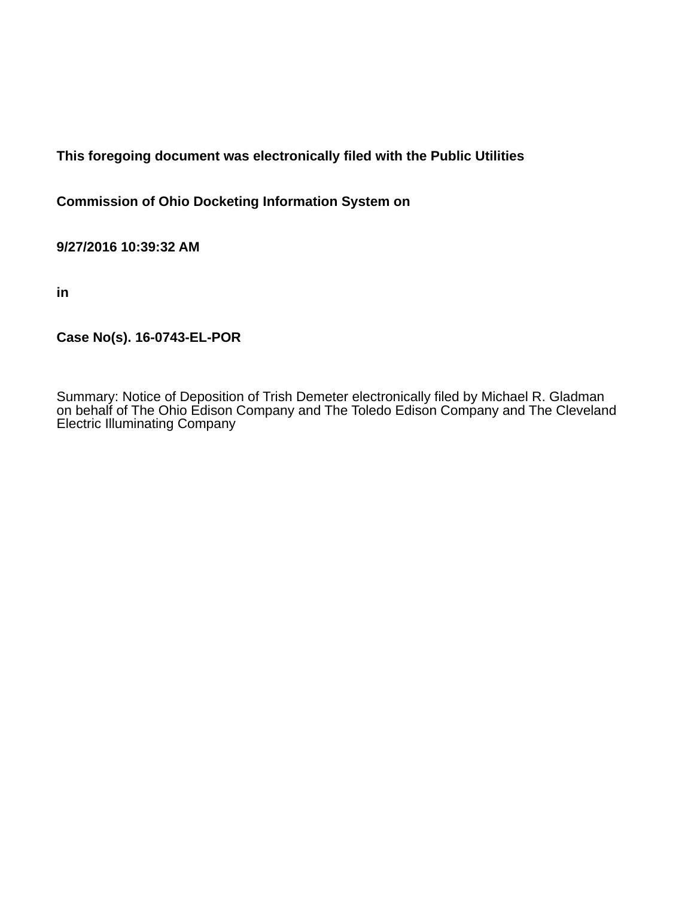**This foregoing document was electronically filed with the Public Utilities**

**Commission of Ohio Docketing Information System on**

**9/27/2016 10:39:32 AM**

**in**

**Case No(s). 16-0743-EL-POR**

Summary: Notice of Deposition of Trish Demeter electronically filed by Michael R. Gladman on behalf of The Ohio Edison Company and The Toledo Edison Company and The Cleveland Electric Illuminating Company